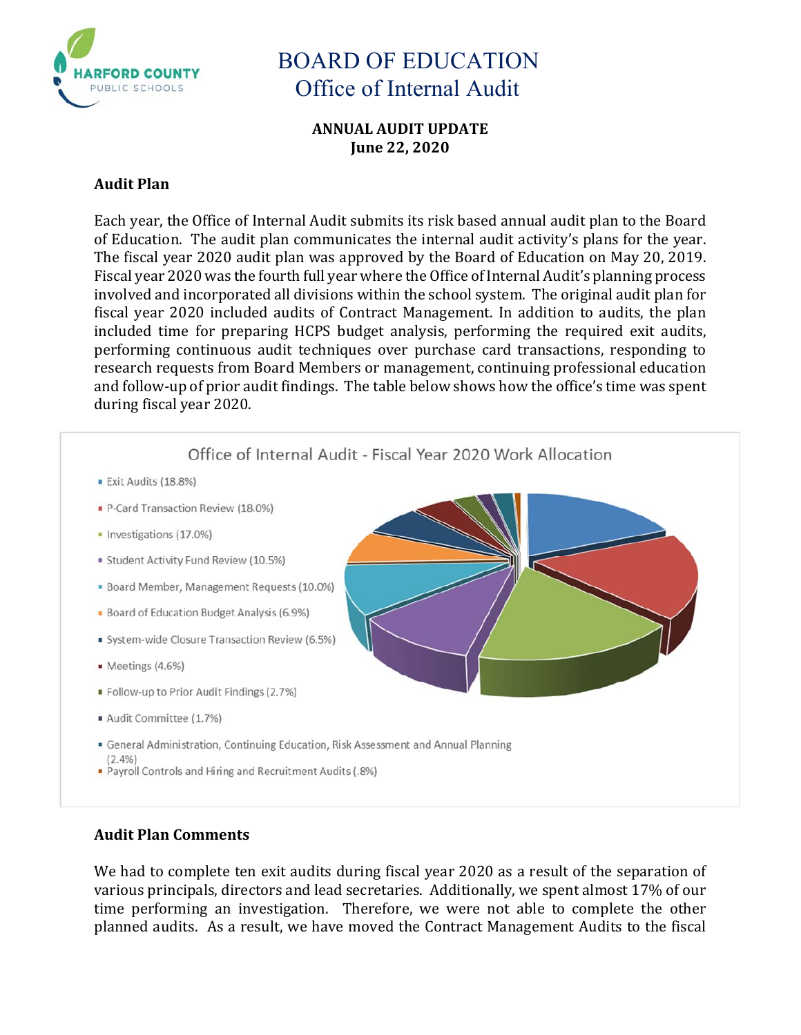# BOARD OF EDUCATION
## Office of Internal Audit

**ANNUAL AUDIT UPDATE**
**June 22, 2020**

### Audit Plan

Each year, the Office of Internal Audit submits its risk based annual audit plan to the Board of Education. The audit plan communicates the internal audit activity's plans for the year. The fiscal year 2020 audit plan was approved by the Board of Education on May 20, 2019. Fiscal year 2020 was the fourth full year where the Office of Internal Audit's planning process involved and incorporated all divisions within the school system. The original audit plan for fiscal year 2020 included audits of Contract Management. In addition to audits, the plan included time for preparing HCPS budget analysis, performing the required exit audits, performing continuous audit techniques over purchase card transactions, responding to research requests from Board Members or management, continuing professional education and follow-up of prior audit findings. The table below shows how the office's time was spent during fiscal year 2020.

**Office of Internal Audit - Fiscal Year 2020 Work Allocation**

- Exit Audits (18.8%)
- P-Card Transaction Review (18.0%)
- Investigations (17.0%)
- Student Activity Fund Review (10.5%)
- Board Member, Management Requests (10.0%)
- Board of Education Budget Analysis (6.9%)
- System-wide Closure Transaction Review (6.5%)
- Meetings (4.6%)
- Follow-up to Prior Audit Findings (2.7%)
- Audit Committee (1.7%)
- General Administration, Continuing Education, Risk Assessment and Annual Planning (2.4%)
- Payroll Controls and Hiring and Recruitment Audits (.8%)

### Audit Plan Comments

We had to complete ten exit audits during fiscal year 2020 as a result of the separation of various principals, directors and lead secretaries. Additionally, we spent almost 17% of our time performing an investigation. Therefore, we were not able to complete the other planned audits. As a result, we have moved the Contract Management Audits to the fiscal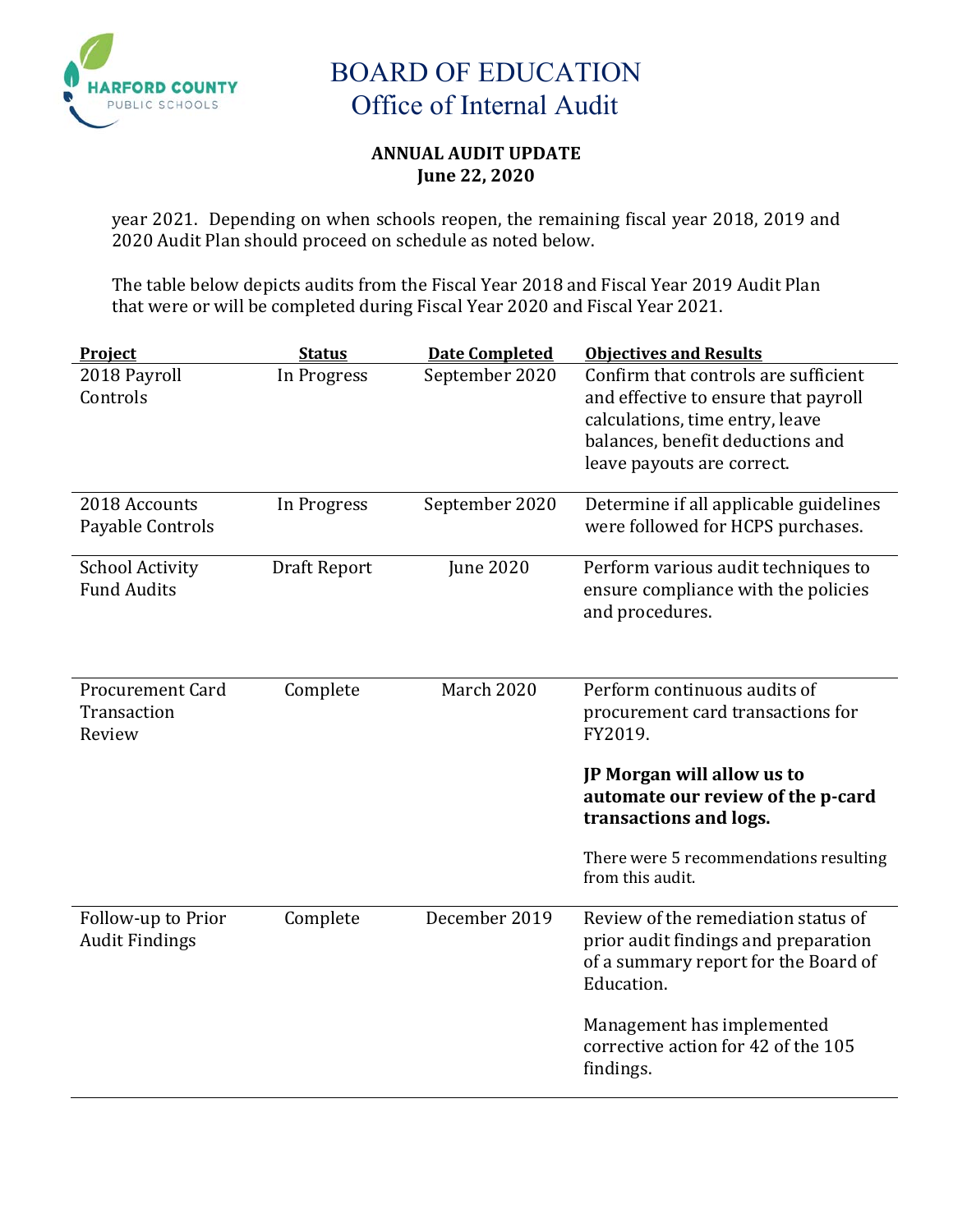year 2021. Depending on when schools reopen, the remaining fiscal year 2018, 2019 and 2020 Audit Plan should proceed on schedule as noted below.

The table below depicts audits from the Fiscal Year 2018 and Fiscal Year 2019 Audit Plan that were or will be completed during Fiscal Year 2020 and Fiscal Year 2021.

| Project | Status | Date Completed | Objectives and Results |
|---|---|---|---|
| 2018 Payroll Controls | In Progress | September 2020 | Confirm that controls are sufficient and effective to ensure that payroll calculations, time entry, leave balances, benefit deductions and leave payouts are correct. |
| 2018 Accounts Payable Controls | In Progress | September 2020 | Determine if all applicable guidelines were followed for HCPS purchases. |
| School Activity Fund Audits | Draft Report | June 2020 | Perform various audit techniques to ensure compliance with the policies and procedures. |
| Procurement Card Transaction Review | Complete | March 2020 | Perform continuous audits of procurement card transactions for FY2019.<br><br>**JP Morgan will allow us to automate our review of the p-card transactions and logs.**<br><br>There were 5 recommendations resulting from this audit. |
| Follow-up to Prior Audit Findings | Complete | December 2019 | Review of the remediation status of prior audit findings and preparation of a summary report for the Board of Education.<br><br>Management has implemented corrective action for 42 of the 105 findings. |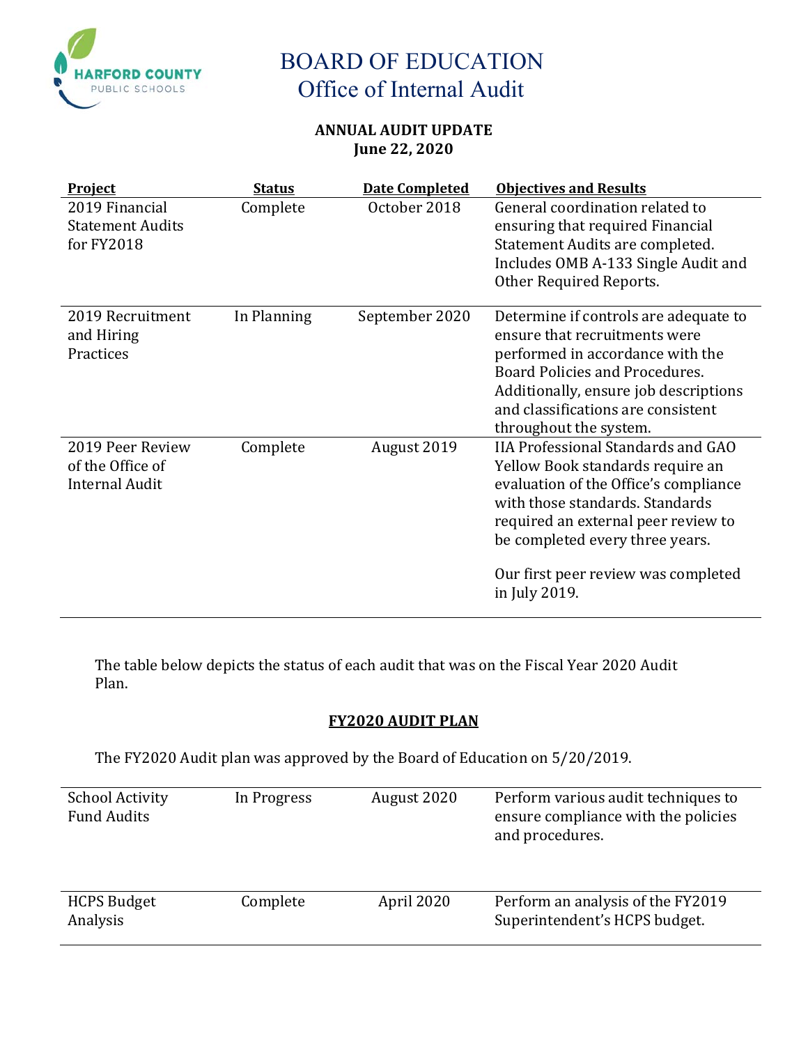# BOARD OF EDUCATION
## Office of Internal Audit

**ANNUAL AUDIT UPDATE**
**June 22, 2020**

| Project | Status | Date Completed | Objectives and Results |
|---|---|---|---|
| 2019 Financial Statement Audits for FY2018 | Complete | October 2018 | General coordination related to ensuring that required Financial Statement Audits are completed. Includes OMB A-133 Single Audit and Other Required Reports. |
| 2019 Recruitment and Hiring Practices | In Planning | September 2020 | Determine if controls are adequate to ensure that recruitments were performed in accordance with the Board Policies and Procedures. Additionally, ensure job descriptions and classifications are consistent throughout the system. |
| 2019 Peer Review of the Office of Internal Audit | Complete | August 2019 | IIA Professional Standards and GAO Yellow Book standards require an evaluation of the Office's compliance with those standards. Standards required an external peer review to be completed every three years.<br><br>Our first peer review was completed in July 2019. |

The table below depicts the status of each audit that was on the Fiscal Year 2020 Audit Plan.

## FY2020 AUDIT PLAN

The FY2020 Audit plan was approved by the Board of Education on 5/20/2019.

| Project | Status | Date Completed | Objectives and Results |
|---|---|---|---|
| School Activity Fund Audits | In Progress | August 2020 | Perform various audit techniques to ensure compliance with the policies and procedures. |
| HCPS Budget Analysis | Complete | April 2020 | Perform an analysis of the FY2019 Superintendent's HCPS budget. |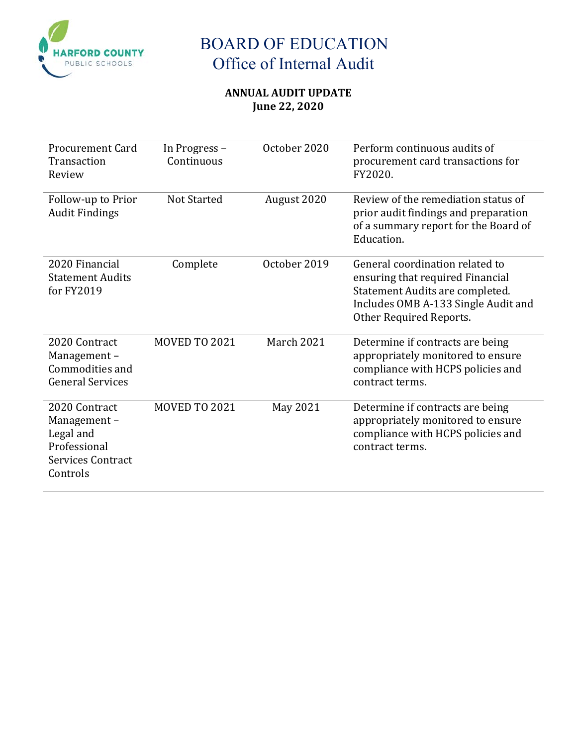# BOARD OF EDUCATION
## Office of Internal Audit

**ANNUAL AUDIT UPDATE**
**June 22, 2020**

| | | | |
|---|---|---|---|
| Procurement Card Transaction Review | In Progress – Continuous | October 2020 | Perform continuous audits of procurement card transactions for FY2020. |
| Follow-up to Prior Audit Findings | Not Started | August 2020 | Review of the remediation status of prior audit findings and preparation of a summary report for the Board of Education. |
| 2020 Financial Statement Audits for FY2019 | Complete | October 2019 | General coordination related to ensuring that required Financial Statement Audits are completed. Includes OMB A-133 Single Audit and Other Required Reports. |
| 2020 Contract Management – Commodities and General Services | MOVED TO 2021 | March 2021 | Determine if contracts are being appropriately monitored to ensure compliance with HCPS policies and contract terms. |
| 2020 Contract Management – Legal and Professional Services Contract Controls | MOVED TO 2021 | May 2021 | Determine if contracts are being appropriately monitored to ensure compliance with HCPS policies and contract terms. |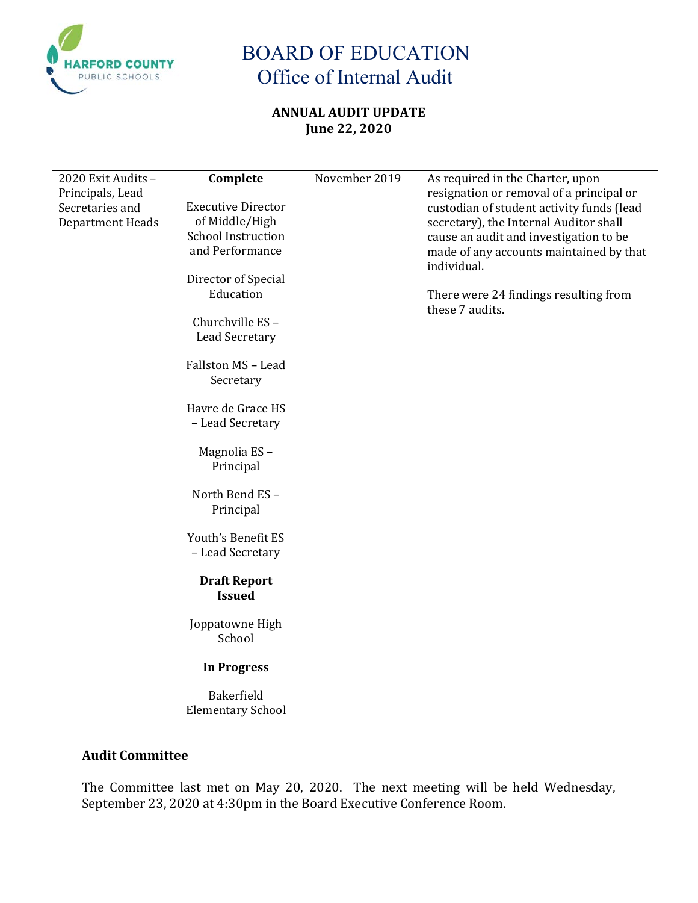# BOARD OF EDUCATION
## Office of Internal Audit

**ANNUAL AUDIT UPDATE**
**June 22, 2020**

| | | | |
|---|---|---|---|
| 2020 Exit Audits – Principals, Lead Secretaries and Department Heads | **Complete**<br><br>Executive Director of Middle/High School Instruction and Performance<br><br>Director of Special Education<br><br>Churchville ES – Lead Secretary<br><br>Fallston MS – Lead Secretary<br><br>Havre de Grace HS – Lead Secretary<br><br>Magnolia ES – Principal<br><br>North Bend ES – Principal<br><br>Youth's Benefit ES – Lead Secretary<br><br>**Draft Report Issued**<br><br>Joppatowne High School<br><br>**In Progress**<br><br>Bakerfield Elementary School | November 2019 | As required in the Charter, upon resignation or removal of a principal or custodian of student activity funds (lead secretary), the Internal Auditor shall cause an audit and investigation to be made of any accounts maintained by that individual.<br><br>There were 24 findings resulting from these 7 audits. |

### Audit Committee

The Committee last met on May 20, 2020. The next meeting will be held Wednesday, September 23, 2020 at 4:30pm in the Board Executive Conference Room.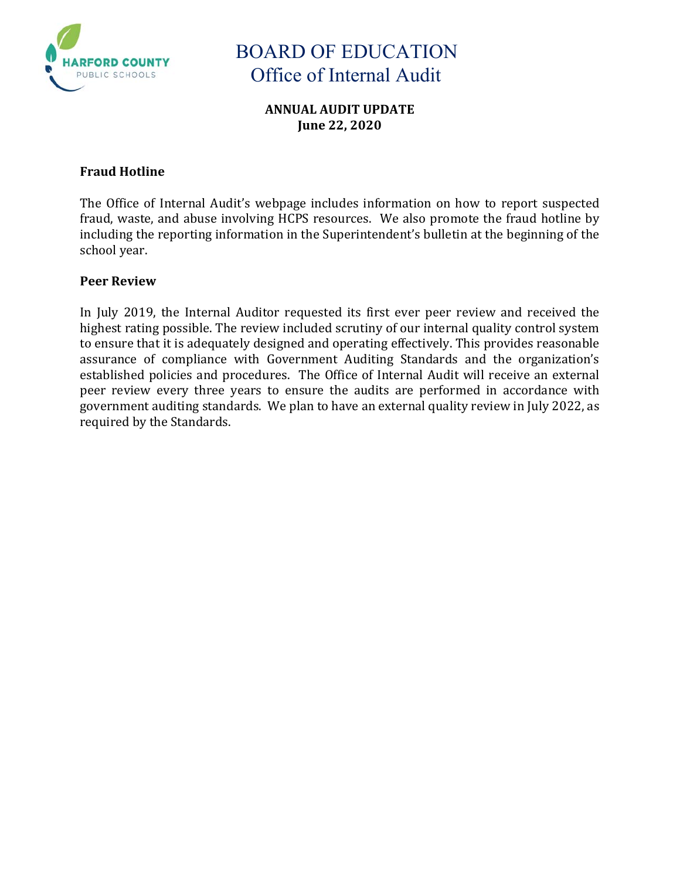# BOARD OF EDUCATION
## Office of Internal Audit

**ANNUAL AUDIT UPDATE**
**June 22, 2020**

### Fraud Hotline

The Office of Internal Audit's webpage includes information on how to report suspected fraud, waste, and abuse involving HCPS resources. We also promote the fraud hotline by including the reporting information in the Superintendent's bulletin at the beginning of the school year.

### Peer Review

In July 2019, the Internal Auditor requested its first ever peer review and received the highest rating possible. The review included scrutiny of our internal quality control system to ensure that it is adequately designed and operating effectively. This provides reasonable assurance of compliance with Government Auditing Standards and the organization's established policies and procedures. The Office of Internal Audit will receive an external peer review every three years to ensure the audits are performed in accordance with government auditing standards. We plan to have an external quality review in July 2022, as required by the Standards.